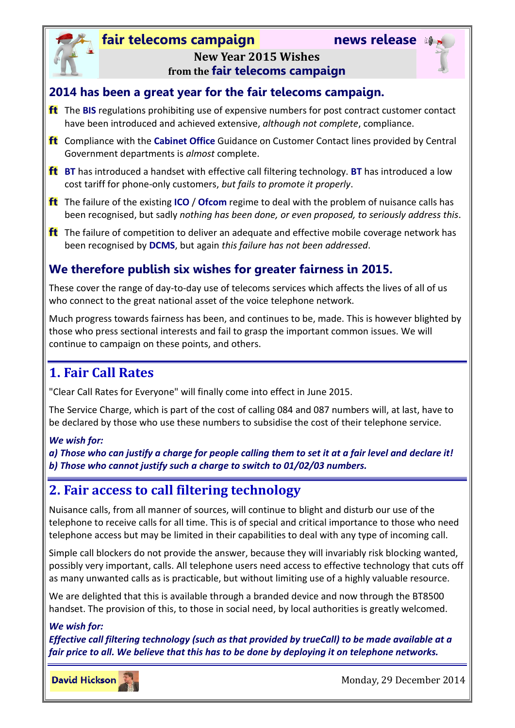**fair telecoms campaign** **news release**

# New Year 2015 Wishes from the fair telecoms campaign

## 2014 has been a great year for the fair telecoms campaign.

- **ft** The **BIS** regulations prohibiting use of expensive numbers for post contract customer contact have been introduced and achieved extensive, *although not complete*, compliance.
- **ft** Compliance with the **Cabinet Office** Guidance on Customer Contact lines provided by Central Government departments is *almost* complete.
- **ft** **BT** has introduced a handset with effective call filtering technology. **BT** has introduced a low cost tariff for phone-only customers, *but fails to promote it properly*.
- **ft** The failure of the existing **ICO** / **Ofcom** regime to deal with the problem of nuisance calls has been recognised, but sadly *nothing has been done, or even proposed, to seriously address this*.
- **ft** The failure of competition to deliver an adequate and effective mobile coverage network has been recognised by **DCMS**, but again *this failure has not been addressed*.

## We therefore publish six wishes for greater fairness in 2015.

These cover the range of day-to-day use of telecoms services which affects the lives of all of us who connect to the great national asset of the voice telephone network.

Much progress towards fairness has been, and continues to be, made. This is however blighted by those who press sectional interests and fail to grasp the important common issues. We will continue to campaign on these points, and others.

## 1. Fair Call Rates

"Clear Call Rates for Everyone" will finally come into effect in June 2015.

The Service Charge, which is part of the cost of calling 084 and 087 numbers will, at last, have to be declared by those who use these numbers to subsidise the cost of their telephone service.

***We wish for:***
***a) Those who can justify a charge for people calling them to set it at a fair level and declare it!***
***b) Those who cannot justify such a charge to switch to 01/02/03 numbers.***

## 2. Fair access to call filtering technology

Nuisance calls, from all manner of sources, will continue to blight and disturb our use of the telephone to receive calls for all time. This is of special and critical importance to those who need telephone access but may be limited in their capabilities to deal with any type of incoming call.

Simple call blockers do not provide the answer, because they will invariably risk blocking wanted, possibly very important, calls. All telephone users need access to effective technology that cuts off as many unwanted calls as is practicable, but without limiting use of a highly valuable resource.

We are delighted that this is available through a branded device and now through the BT8500 handset. The provision of this, to those in social need, by local authorities is greatly welcomed.

***We wish for:***
***Effective call filtering technology (such as that provided by trueCall) to be made available at a fair price to all. We believe that this has to be done by deploying it on telephone networks.***

**David Hickson** Monday, 29 December 2014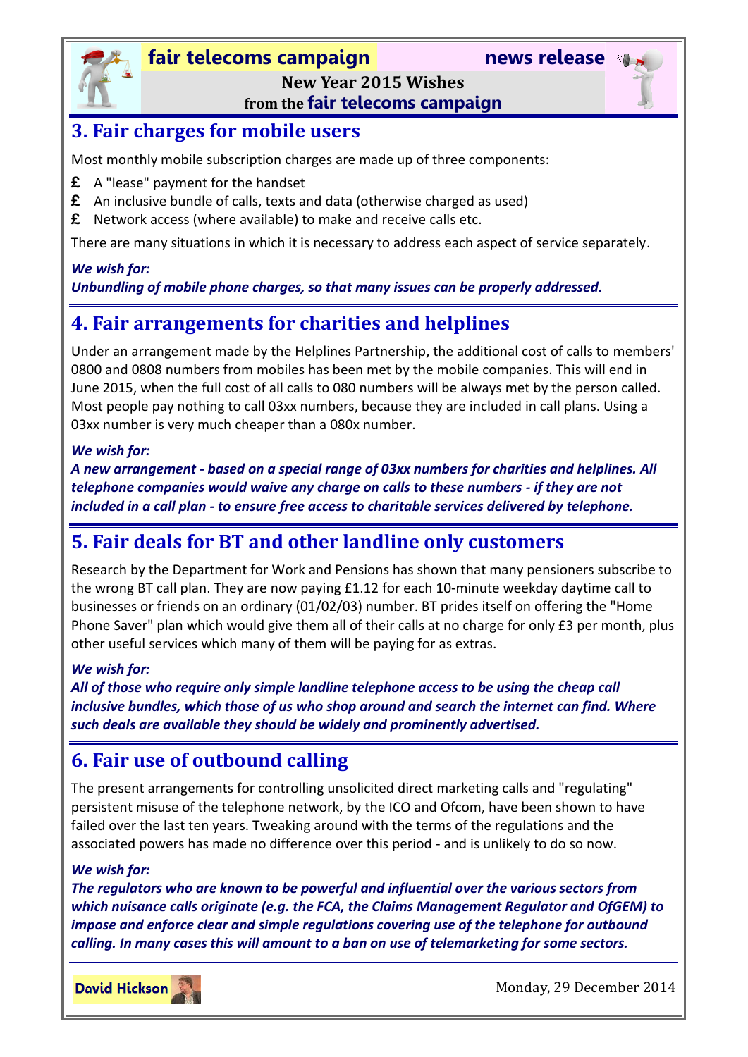**fair telecoms campaign** **news release**

**New Year 2015 Wishes from the fair telecoms campaign**

## 3. Fair charges for mobile users

Most monthly mobile subscription charges are made up of three components:

- £ A "lease" payment for the handset
- £ An inclusive bundle of calls, texts and data (otherwise charged as used)
- £ Network access (where available) to make and receive calls etc.

There are many situations in which it is necessary to address each aspect of service separately.

***We wish for:***
***Unbundling of mobile phone charges, so that many issues can be properly addressed.***

## 4. Fair arrangements for charities and helplines

Under an arrangement made by the Helplines Partnership, the additional cost of calls to members' 0800 and 0808 numbers from mobiles has been met by the mobile companies. This will end in June 2015, when the full cost of all calls to 080 numbers will be always met by the person called. Most people pay nothing to call 03xx numbers, because they are included in call plans. Using a 03xx number is very much cheaper than a 080x number.

***We wish for:***
***A new arrangement - based on a special range of 03xx numbers for charities and helplines. All telephone companies would waive any charge on calls to these numbers - if they are not included in a call plan - to ensure free access to charitable services delivered by telephone.***

## 5. Fair deals for BT and other landline only customers

Research by the Department for Work and Pensions has shown that many pensioners subscribe to the wrong BT call plan. They are now paying £1.12 for each 10-minute weekday daytime call to businesses or friends on an ordinary (01/02/03) number. BT prides itself on offering the "Home Phone Saver" plan which would give them all of their calls at no charge for only £3 per month, plus other useful services which many of them will be paying for as extras.

***We wish for:***
***All of those who require only simple landline telephone access to be using the cheap call inclusive bundles, which those of us who shop around and search the internet can find. Where such deals are available they should be widely and prominently advertised.***

## 6. Fair use of outbound calling

The present arrangements for controlling unsolicited direct marketing calls and "regulating" persistent misuse of the telephone network, by the ICO and Ofcom, have been shown to have failed over the last ten years. Tweaking around with the terms of the regulations and the associated powers has made no difference over this period - and is unlikely to do so now.

***We wish for:***
***The regulators who are known to be powerful and influential over the various sectors from which nuisance calls originate (e.g. the FCA, the Claims Management Regulator and OfGEM) to impose and enforce clear and simple regulations covering use of the telephone for outbound calling. In many cases this will amount to a ban on use of telemarketing for some sectors.***

**David Hickson**

Monday, 29 December 2014